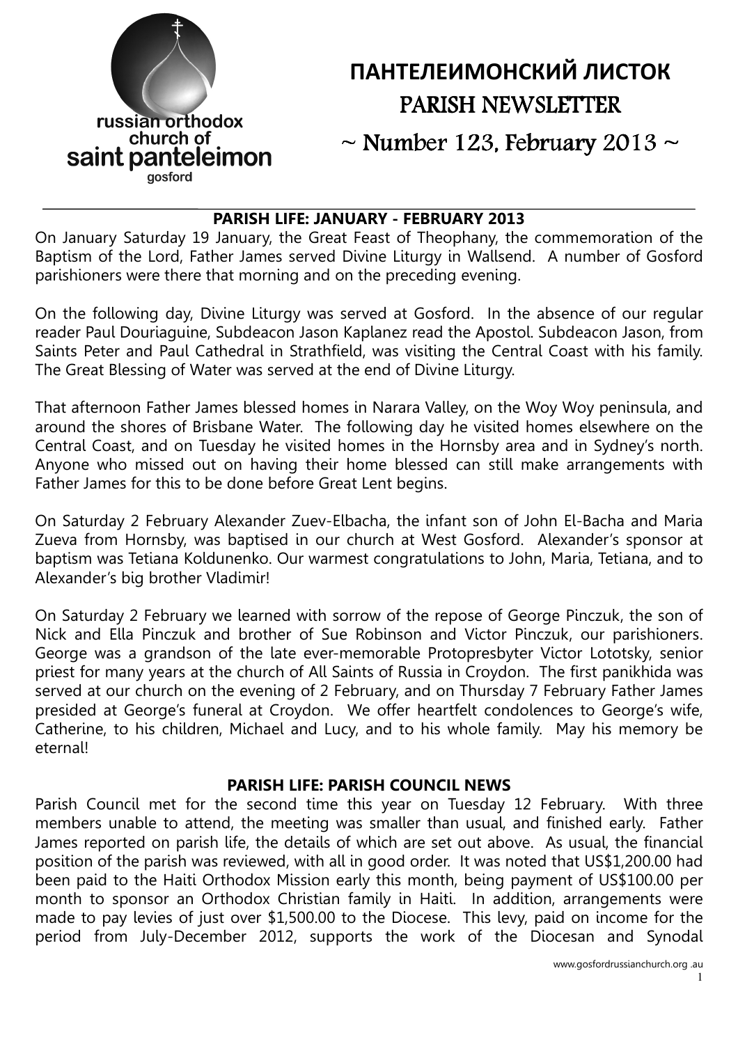russian orthodox church of saint panteleimon gosford

# ПАНТЕЛЕИМОНСКИЙ ЛИСТОК
# PARISH NEWSLETTER
## ~ Number 123, February 2013 ~

### PARISH LIFE: JANUARY - FEBRUARY 2013

On January Saturday 19 January, the Great Feast of Theophany, the commemoration of the Baptism of the Lord, Father James served Divine Liturgy in Wallsend. A number of Gosford parishioners were there that morning and on the preceding evening.

On the following day, Divine Liturgy was served at Gosford. In the absence of our regular reader Paul Douriaguine, Subdeacon Jason Kaplanez read the Apostol. Subdeacon Jason, from Saints Peter and Paul Cathedral in Strathfield, was visiting the Central Coast with his family. The Great Blessing of Water was served at the end of Divine Liturgy.

That afternoon Father James blessed homes in Narara Valley, on the Woy Woy peninsula, and around the shores of Brisbane Water. The following day he visited homes elsewhere on the Central Coast, and on Tuesday he visited homes in the Hornsby area and in Sydney's north. Anyone who missed out on having their home blessed can still make arrangements with Father James for this to be done before Great Lent begins.

On Saturday 2 February Alexander Zuev-Elbacha, the infant son of John El-Bacha and Maria Zueva from Hornsby, was baptised in our church at West Gosford. Alexander's sponsor at baptism was Tetiana Koldunenko. Our warmest congratulations to John, Maria, Tetiana, and to Alexander's big brother Vladimir!

On Saturday 2 February we learned with sorrow of the repose of George Pinczuk, the son of Nick and Ella Pinczuk and brother of Sue Robinson and Victor Pinczuk, our parishioners. George was a grandson of the late ever-memorable Protopresbyter Victor Lototsky, senior priest for many years at the church of All Saints of Russia in Croydon. The first panikhida was served at our church on the evening of 2 February, and on Thursday 7 February Father James presided at George's funeral at Croydon. We offer heartfelt condolences to George's wife, Catherine, to his children, Michael and Lucy, and to his whole family. May his memory be eternal!

### PARISH LIFE: PARISH COUNCIL NEWS

Parish Council met for the second time this year on Tuesday 12 February. With three members unable to attend, the meeting was smaller than usual, and finished early. Father James reported on parish life, the details of which are set out above. As usual, the financial position of the parish was reviewed, with all in good order. It was noted that US$1,200.00 had been paid to the Haiti Orthodox Mission early this month, being payment of US$100.00 per month to sponsor an Orthodox Christian family in Haiti. In addition, arrangements were made to pay levies of just over $1,500.00 to the Diocese. This levy, paid on income for the period from July-December 2012, supports the work of the Diocesan and Synodal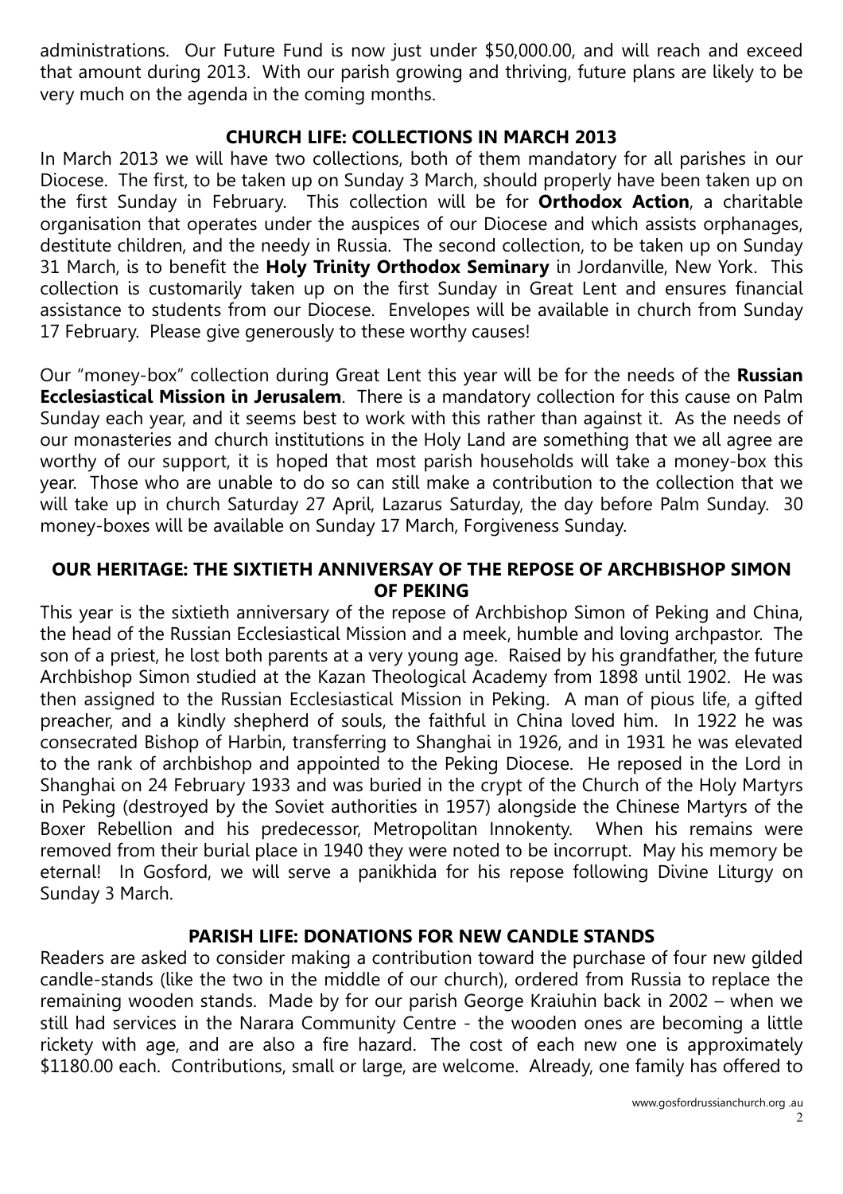administrations. Our Future Fund is now just under $50,000.00, and will reach and exceed that amount during 2013. With our parish growing and thriving, future plans are likely to be very much on the agenda in the coming months.

## CHURCH LIFE: COLLECTIONS IN MARCH 2013

In March 2013 we will have two collections, both of them mandatory for all parishes in our Diocese. The first, to be taken up on Sunday 3 March, should properly have been taken up on the first Sunday in February. This collection will be for **Orthodox Action**, a charitable organisation that operates under the auspices of our Diocese and which assists orphanages, destitute children, and the needy in Russia. The second collection, to be taken up on Sunday 31 March, is to benefit the **Holy Trinity Orthodox Seminary** in Jordanville, New York. This collection is customarily taken up on the first Sunday in Great Lent and ensures financial assistance to students from our Diocese. Envelopes will be available in church from Sunday 17 February. Please give generously to these worthy causes!

Our "money-box" collection during Great Lent this year will be for the needs of the **Russian Ecclesiastical Mission in Jerusalem**. There is a mandatory collection for this cause on Palm Sunday each year, and it seems best to work with this rather than against it. As the needs of our monasteries and church institutions in the Holy Land are something that we all agree are worthy of our support, it is hoped that most parish households will take a money-box this year. Those who are unable to do so can still make a contribution to the collection that we will take up in church Saturday 27 April, Lazarus Saturday, the day before Palm Sunday. 30 money-boxes will be available on Sunday 17 March, Forgiveness Sunday.

## OUR HERITAGE: THE SIXTIETH ANNIVERSAY OF THE REPOSE OF ARCHBISHOP SIMON OF PEKING

This year is the sixtieth anniversary of the repose of Archbishop Simon of Peking and China, the head of the Russian Ecclesiastical Mission and a meek, humble and loving archpastor. The son of a priest, he lost both parents at a very young age. Raised by his grandfather, the future Archbishop Simon studied at the Kazan Theological Academy from 1898 until 1902. He was then assigned to the Russian Ecclesiastical Mission in Peking. A man of pious life, a gifted preacher, and a kindly shepherd of souls, the faithful in China loved him. In 1922 he was consecrated Bishop of Harbin, transferring to Shanghai in 1926, and in 1931 he was elevated to the rank of archbishop and appointed to the Peking Diocese. He reposed in the Lord in Shanghai on 24 February 1933 and was buried in the crypt of the Church of the Holy Martyrs in Peking (destroyed by the Soviet authorities in 1957) alongside the Chinese Martyrs of the Boxer Rebellion and his predecessor, Metropolitan Innokenty. When his remains were removed from their burial place in 1940 they were noted to be incorrupt. May his memory be eternal! In Gosford, we will serve a panikhida for his repose following Divine Liturgy on Sunday 3 March.

## PARISH LIFE: DONATIONS FOR NEW CANDLE STANDS

Readers are asked to consider making a contribution toward the purchase of four new gilded candle-stands (like the two in the middle of our church), ordered from Russia to replace the remaining wooden stands. Made by for our parish George Kraiuhin back in 2002 – when we still had services in the Narara Community Centre - the wooden ones are becoming a little rickety with age, and are also a fire hazard. The cost of each new one is approximately $1180.00 each. Contributions, small or large, are welcome. Already, one family has offered to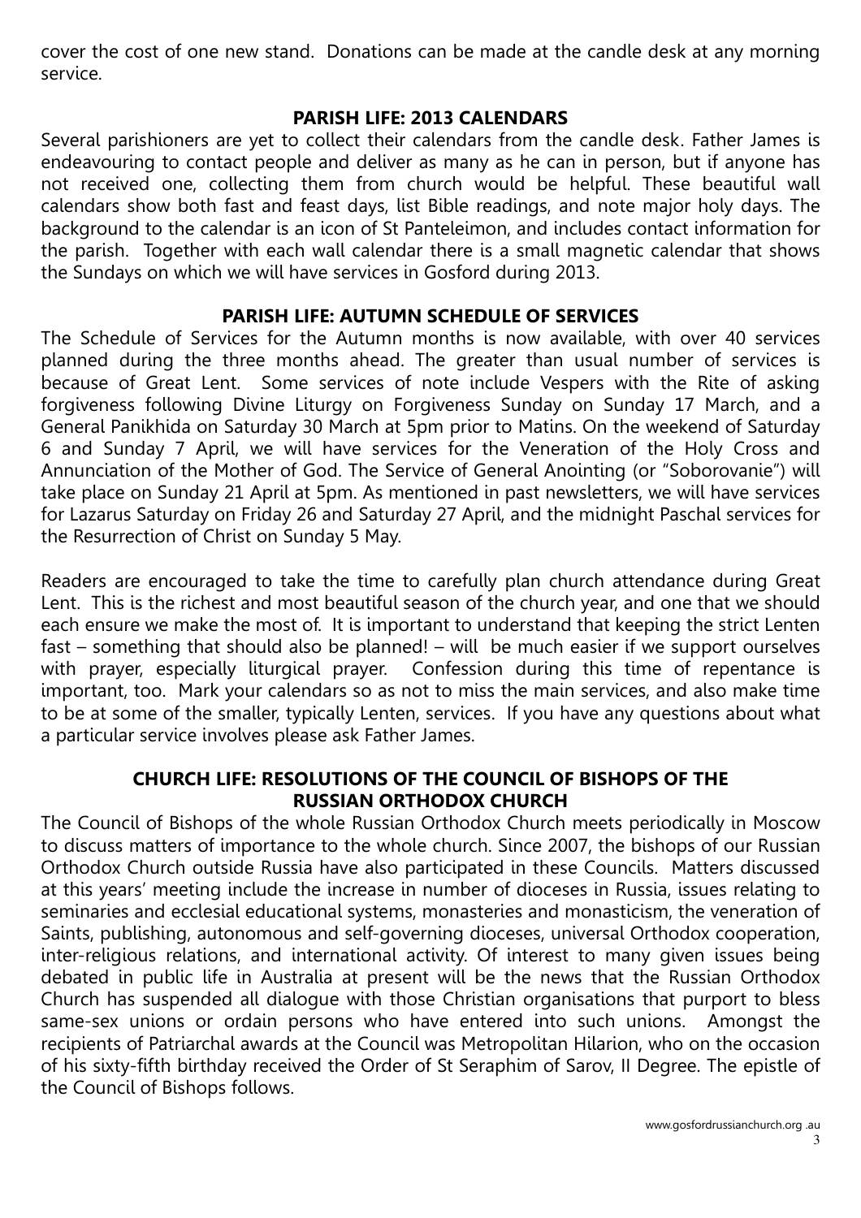cover the cost of one new stand. Donations can be made at the candle desk at any morning service.

## PARISH LIFE: 2013 CALENDARS

Several parishioners are yet to collect their calendars from the candle desk. Father James is endeavouring to contact people and deliver as many as he can in person, but if anyone has not received one, collecting them from church would be helpful. These beautiful wall calendars show both fast and feast days, list Bible readings, and note major holy days. The background to the calendar is an icon of St Panteleimon, and includes contact information for the parish. Together with each wall calendar there is a small magnetic calendar that shows the Sundays on which we will have services in Gosford during 2013.

## PARISH LIFE: AUTUMN SCHEDULE OF SERVICES

The Schedule of Services for the Autumn months is now available, with over 40 services planned during the three months ahead. The greater than usual number of services is because of Great Lent. Some services of note include Vespers with the Rite of asking forgiveness following Divine Liturgy on Forgiveness Sunday on Sunday 17 March, and a General Panikhida on Saturday 30 March at 5pm prior to Matins. On the weekend of Saturday 6 and Sunday 7 April, we will have services for the Veneration of the Holy Cross and Annunciation of the Mother of God. The Service of General Anointing (or "Soborovanie") will take place on Sunday 21 April at 5pm. As mentioned in past newsletters, we will have services for Lazarus Saturday on Friday 26 and Saturday 27 April, and the midnight Paschal services for the Resurrection of Christ on Sunday 5 May.

Readers are encouraged to take the time to carefully plan church attendance during Great Lent. This is the richest and most beautiful season of the church year, and one that we should each ensure we make the most of. It is important to understand that keeping the strict Lenten fast – something that should also be planned! – will be much easier if we support ourselves with prayer, especially liturgical prayer. Confession during this time of repentance is important, too. Mark your calendars so as not to miss the main services, and also make time to be at some of the smaller, typically Lenten, services. If you have any questions about what a particular service involves please ask Father James.

## CHURCH LIFE: RESOLUTIONS OF THE COUNCIL OF BISHOPS OF THE RUSSIAN ORTHODOX CHURCH

The Council of Bishops of the whole Russian Orthodox Church meets periodically in Moscow to discuss matters of importance to the whole church. Since 2007, the bishops of our Russian Orthodox Church outside Russia have also participated in these Councils. Matters discussed at this years' meeting include the increase in number of dioceses in Russia, issues relating to seminaries and ecclesial educational systems, monasteries and monasticism, the veneration of Saints, publishing, autonomous and self-governing dioceses, universal Orthodox cooperation, inter-religious relations, and international activity. Of interest to many given issues being debated in public life in Australia at present will be the news that the Russian Orthodox Church has suspended all dialogue with those Christian organisations that purport to bless same-sex unions or ordain persons who have entered into such unions. Amongst the recipients of Patriarchal awards at the Council was Metropolitan Hilarion, who on the occasion of his sixty-fifth birthday received the Order of St Seraphim of Sarov, II Degree. The epistle of the Council of Bishops follows.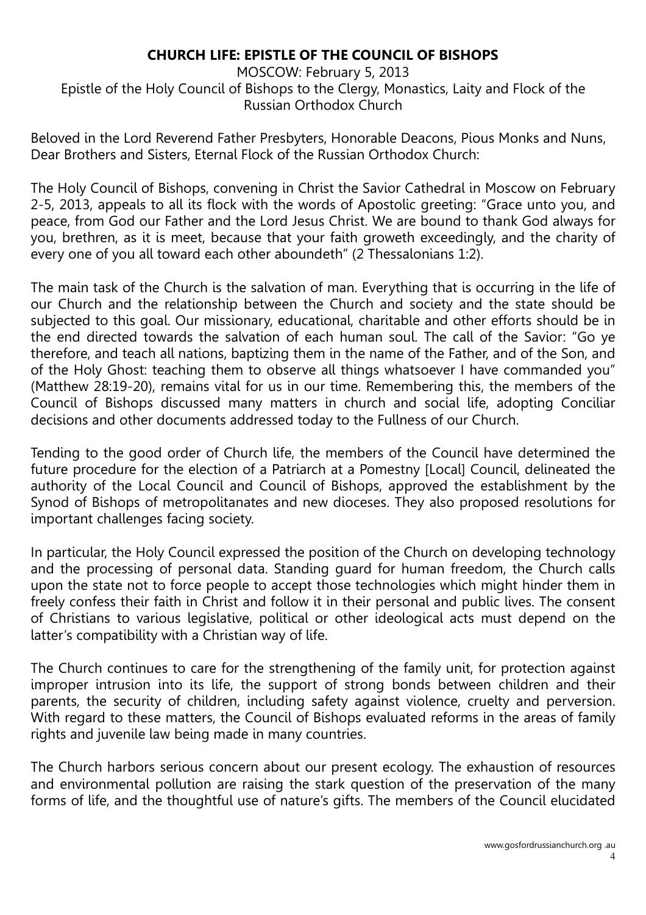## CHURCH LIFE: EPISTLE OF THE COUNCIL OF BISHOPS

MOSCOW: February 5, 2013
Epistle of the Holy Council of Bishops to the Clergy, Monastics, Laity and Flock of the Russian Orthodox Church

Beloved in the Lord Reverend Father Presbyters, Honorable Deacons, Pious Monks and Nuns, Dear Brothers and Sisters, Eternal Flock of the Russian Orthodox Church:

The Holy Council of Bishops, convening in Christ the Savior Cathedral in Moscow on February 2-5, 2013, appeals to all its flock with the words of Apostolic greeting: "Grace unto you, and peace, from God our Father and the Lord Jesus Christ. We are bound to thank God always for you, brethren, as it is meet, because that your faith groweth exceedingly, and the charity of every one of you all toward each other aboundeth" (2 Thessalonians 1:2).

The main task of the Church is the salvation of man. Everything that is occurring in the life of our Church and the relationship between the Church and society and the state should be subjected to this goal. Our missionary, educational, charitable and other efforts should be in the end directed towards the salvation of each human soul. The call of the Savior: "Go ye therefore, and teach all nations, baptizing them in the name of the Father, and of the Son, and of the Holy Ghost: teaching them to observe all things whatsoever I have commanded you" (Matthew 28:19-20), remains vital for us in our time. Remembering this, the members of the Council of Bishops discussed many matters in church and social life, adopting Conciliar decisions and other documents addressed today to the Fullness of our Church.

Tending to the good order of Church life, the members of the Council have determined the future procedure for the election of a Patriarch at a Pomestny [Local] Council, delineated the authority of the Local Council and Council of Bishops, approved the establishment by the Synod of Bishops of metropolitanates and new dioceses. They also proposed resolutions for important challenges facing society.

In particular, the Holy Council expressed the position of the Church on developing technology and the processing of personal data. Standing guard for human freedom, the Church calls upon the state not to force people to accept those technologies which might hinder them in freely confess their faith in Christ and follow it in their personal and public lives. The consent of Christians to various legislative, political or other ideological acts must depend on the latter's compatibility with a Christian way of life.

The Church continues to care for the strengthening of the family unit, for protection against improper intrusion into its life, the support of strong bonds between children and their parents, the security of children, including safety against violence, cruelty and perversion. With regard to these matters, the Council of Bishops evaluated reforms in the areas of family rights and juvenile law being made in many countries.

The Church harbors serious concern about our present ecology. The exhaustion of resources and environmental pollution are raising the stark question of the preservation of the many forms of life, and the thoughtful use of nature's gifts. The members of the Council elucidated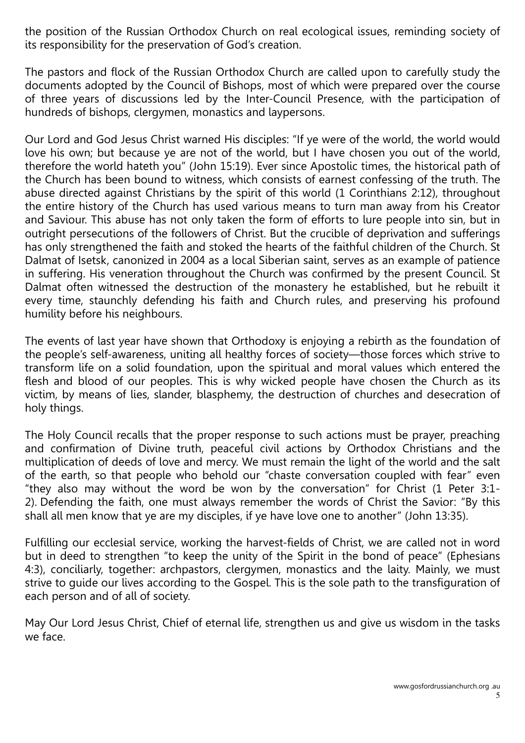the position of the Russian Orthodox Church on real ecological issues, reminding society of its responsibility for the preservation of God's creation.

The pastors and flock of the Russian Orthodox Church are called upon to carefully study the documents adopted by the Council of Bishops, most of which were prepared over the course of three years of discussions led by the Inter-Council Presence, with the participation of hundreds of bishops, clergymen, monastics and laypersons.

Our Lord and God Jesus Christ warned His disciples: "If ye were of the world, the world would love his own; but because ye are not of the world, but I have chosen you out of the world, therefore the world hateth you" (John 15:19). Ever since Apostolic times, the historical path of the Church has been bound to witness, which consists of earnest confessing of the truth. The abuse directed against Christians by the spirit of this world (1 Corinthians 2:12), throughout the entire history of the Church has used various means to turn man away from his Creator and Saviour. This abuse has not only taken the form of efforts to lure people into sin, but in outright persecutions of the followers of Christ. But the crucible of deprivation and sufferings has only strengthened the faith and stoked the hearts of the faithful children of the Church. St Dalmat of Isetsk, canonized in 2004 as a local Siberian saint, serves as an example of patience in suffering. His veneration throughout the Church was confirmed by the present Council. St Dalmat often witnessed the destruction of the monastery he established, but he rebuilt it every time, staunchly defending his faith and Church rules, and preserving his profound humility before his neighbours.

The events of last year have shown that Orthodoxy is enjoying a rebirth as the foundation of the people's self-awareness, uniting all healthy forces of society—those forces which strive to transform life on a solid foundation, upon the spiritual and moral values which entered the flesh and blood of our peoples. This is why wicked people have chosen the Church as its victim, by means of lies, slander, blasphemy, the destruction of churches and desecration of holy things.

The Holy Council recalls that the proper response to such actions must be prayer, preaching and confirmation of Divine truth, peaceful civil actions by Orthodox Christians and the multiplication of deeds of love and mercy. We must remain the light of the world and the salt of the earth, so that people who behold our "chaste conversation coupled with fear" even "they also may without the word be won by the conversation" for Christ (1 Peter 3:1-2). Defending the faith, one must always remember the words of Christ the Savior: "By this shall all men know that ye are my disciples, if ye have love one to another" (John 13:35).

Fulfilling our ecclesial service, working the harvest-fields of Christ, we are called not in word but in deed to strengthen "to keep the unity of the Spirit in the bond of peace" (Ephesians 4:3), conciliarly, together: archpastors, clergymen, monastics and the laity. Mainly, we must strive to guide our lives according to the Gospel. This is the sole path to the transfiguration of each person and of all of society.

May Our Lord Jesus Christ, Chief of eternal life, strengthen us and give us wisdom in the tasks we face.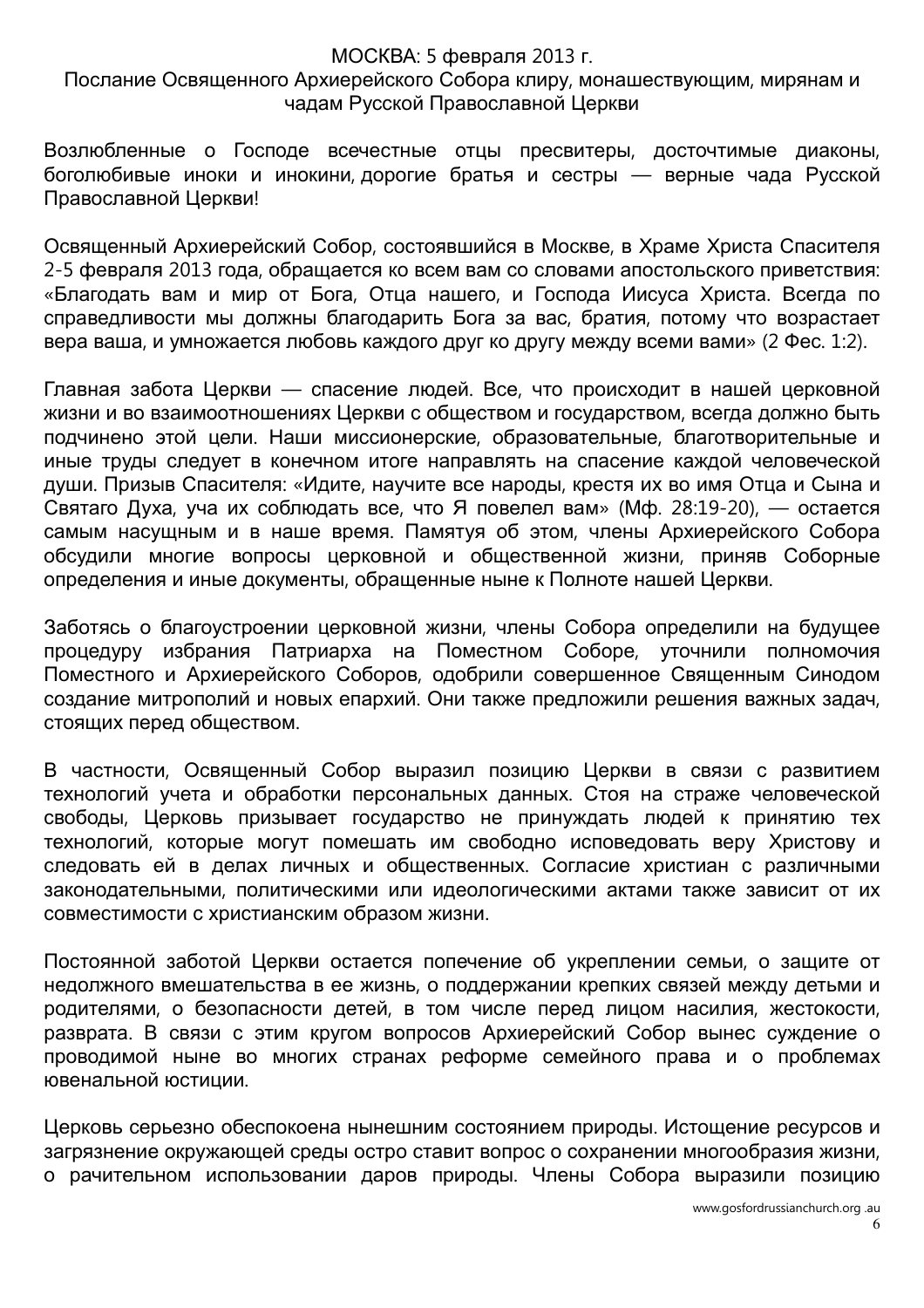МОСКВА: 5 февраля 2013 г.

Послание Освященного Архиерейского Собора клиру, монашествующим, мирянам и чадам Русской Православной Церкви

Возлюбленные о Господе всечестные отцы пресвитеры, досточтимые диаконы, боголюбивые иноки и инокини, дорогие братья и сестры — верные чада Русской Православной Церкви!

Освященный Архиерейский Собор, состоявшийся в Москве, в Храме Христа Спасителя 2-5 февраля 2013 года, обращается ко всем вам со словами апостольского приветствия: «Благодать вам и мир от Бога, Отца нашего, и Господа Иисуса Христа. Всегда по справедливости мы должны благодарить Бога за вас, братия, потому что возрастает вера ваша, и умножается любовь каждого друг ко другу между всеми вами» (2 Фес. 1:2).

Главная забота Церкви — спасение людей. Все, что происходит в нашей церковной жизни и во взаимоотношениях Церкви с обществом и государством, всегда должно быть подчинено этой цели. Наши миссионерские, образовательные, благотворительные и иные труды следует в конечном итоге направлять на спасение каждой человеческой души. Призыв Спасителя: «Идите, научите все народы, крестя их во имя Отца и Сына и Святаго Духа, уча их соблюдать все, что Я повелел вам» (Мф. 28:19-20), — остается самым насущным и в наше время. Памятуя об этом, члены Архиерейского Собора обсудили многие вопросы церковной и общественной жизни, приняв Соборные определения и иные документы, обращенные ныне к Полноте нашей Церкви.

Заботясь о благоустроении церковной жизни, члены Собора определили на будущее процедуру избрания Патриарха на Поместном Соборе, уточнили полномочия Поместного и Архиерейского Соборов, одобрили совершенное Священным Синодом создание митрополий и новых епархий. Они также предложили решения важных задач, стоящих перед обществом.

В частности, Освященный Собор выразил позицию Церкви в связи с развитием технологий учета и обработки персональных данных. Стоя на страже человеческой свободы, Церковь призывает государство не принуждать людей к принятию тех технологий, которые могут помешать им свободно исповедовать веру Христову и следовать ей в делах личных и общественных. Согласие христиан с различными законодательными, политическими или идеологическими актами также зависит от их совместимости с христианским образом жизни.

Постоянной заботой Церкви остается попечение об укреплении семьи, о защите от недолжного вмешательства в ее жизнь, о поддержании крепких связей между детьми и родителями, о безопасности детей, в том числе перед лицом насилия, жестокости, разврата. В связи с этим кругом вопросов Архиерейский Собор вынес суждение о проводимой ныне во многих странах реформе семейного права и о проблемах ювенальной юстиции.

Церковь серьезно обеспокоена нынешним состоянием природы. Истощение ресурсов и загрязнение окружающей среды остро ставит вопрос о сохранении многообразия жизни, о рачительном использовании даров природы. Члены Собора выразили позицию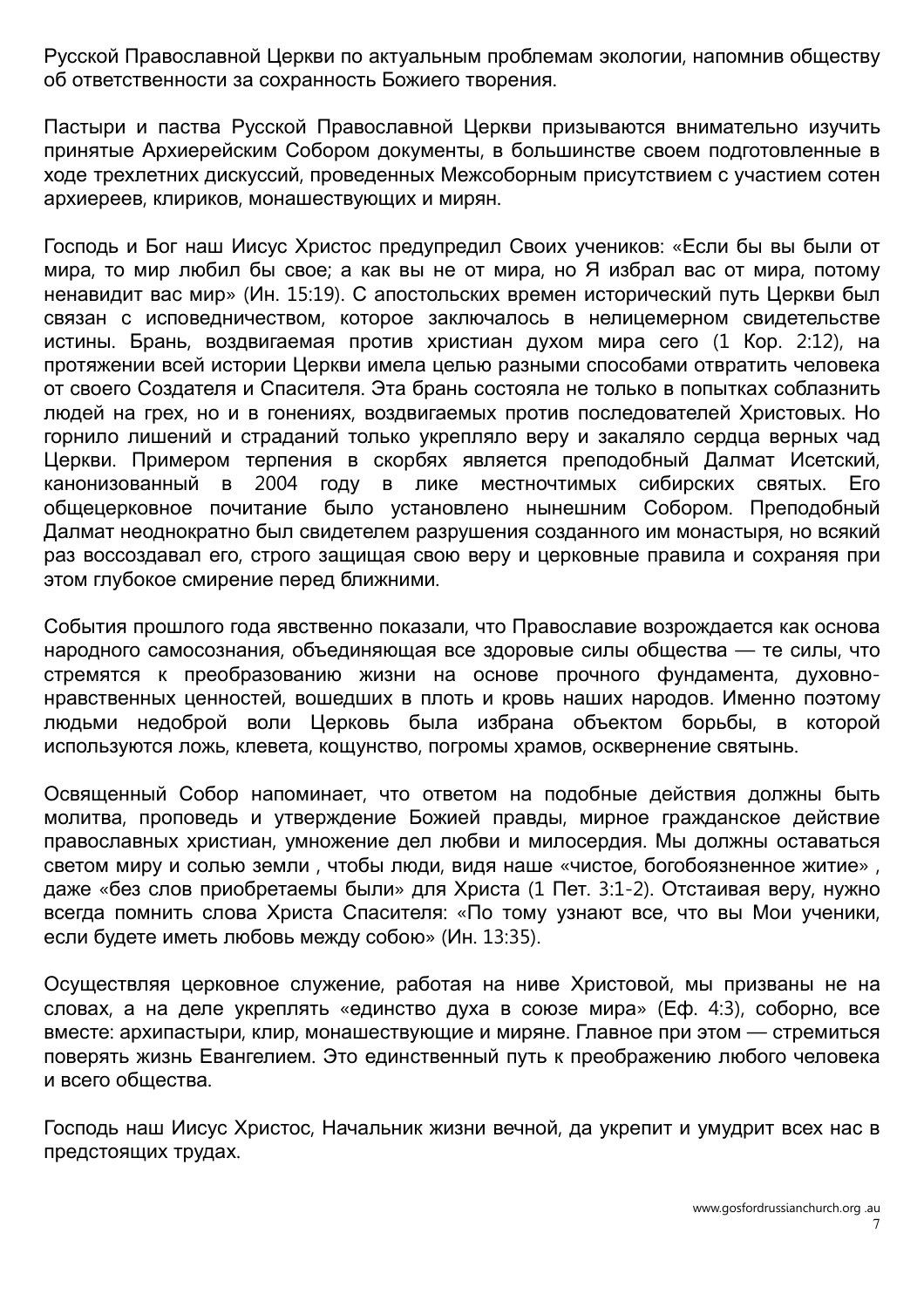Русской Православной Церкви по актуальным проблемам экологии, напомнив обществу об ответственности за сохранность Божиего творения.

Пастыри и паства Русской Православной Церкви призываются внимательно изучить принятые Архиерейским Собором документы, в большинстве своем подготовленные в ходе трехлетних дискуссий, проведенных Межсоборным присутствием с участием сотен архиереев, клириков, монашествующих и мирян.

Господь и Бог наш Иисус Христос предупредил Своих учеников: «Если бы вы были от мира, то мир любил бы свое; а как вы не от мира, но Я избрал вас от мира, потому ненавидит вас мир» (Ин. 15:19). С апостольских времен исторический путь Церкви был связан с исповедничеством, которое заключалось в нелицемерном свидетельстве истины. Брань, воздвигаемая против христиан духом мира сего (1 Кор. 2:12), на протяжении всей истории Церкви имела целью разными способами отвратить человека от своего Создателя и Спасителя. Эта брань состояла не только в попытках соблазнить людей на грех, но и в гонениях, воздвигаемых против последователей Христовых. Но горнило лишений и страданий только укрепляло веру и закаляло сердца верных чад Церкви. Примером терпения в скорбях является преподобный Далмат Исетский, канонизованный в 2004 году в лике местночтимых сибирских святых. Его общецерковное почитание было установлено нынешним Собором. Преподобный Далмат неоднократно был свидетелем разрушения созданного им монастыря, но всякий раз воссоздавал его, строго защищая свою веру и церковные правила и сохраняя при этом глубокое смирение перед ближними.

События прошлого года явственно показали, что Православие возрождается как основа народного самосознания, объединяющая все здоровые силы общества — те силы, что стремятся к преобразованию жизни на основе прочного фундамента, духовно-нравственных ценностей, вошедших в плоть и кровь наших народов. Именно поэтому людьми недоброй воли Церковь была избрана объектом борьбы, в которой используются ложь, клевета, кощунство, погромы храмов, осквернение святынь.

Освященный Собор напоминает, что ответом на подобные действия должны быть молитва, проповедь и утверждение Божией правды, мирное гражданское действие православных христиан, умножение дел любви и милосердия. Мы должны оставаться светом миру и солью земли , чтобы люди, видя наше «чистое, богобоязненное житие» , даже «без слов приобретаемы были» для Христа (1 Пет. 3:1-2). Отстаивая веру, нужно всегда помнить слова Христа Спасителя: «По тому узнают все, что вы Мои ученики, если будете иметь любовь между собою» (Ин. 13:35).

Осуществляя церковное служение, работая на ниве Христовой, мы призваны не на словах, а на деле укреплять «единство духа в союзе мира» (Еф. 4:3), соборно, все вместе: архипастыри, клир, монашествующие и миряне. Главное при этом — стремиться поверять жизнь Евангелием. Это единственный путь к преображению любого человека и всего общества.

Господь наш Иисус Христос, Начальник жизни вечной, да укрепит и умудрит всех нас в предстоящих трудах.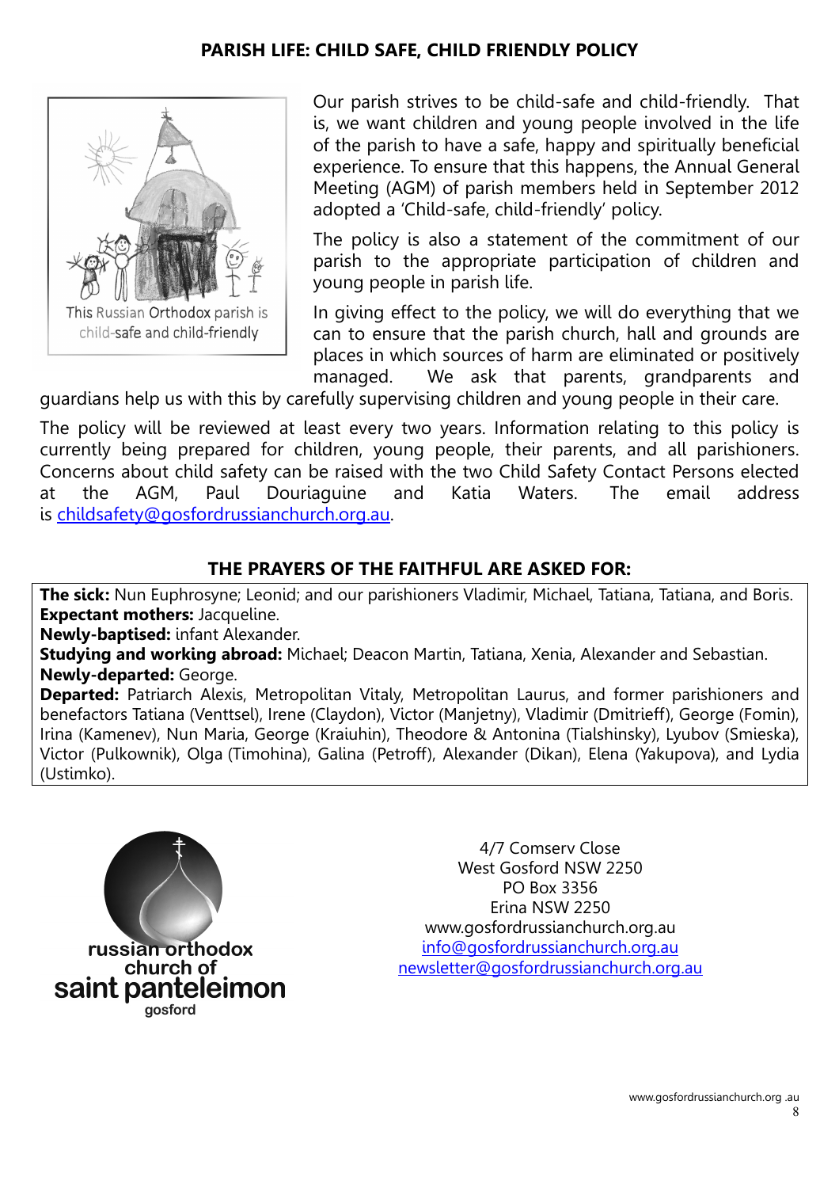## PARISH LIFE: CHILD SAFE, CHILD FRIENDLY POLICY

This Russian Orthodox parish is child-safe and child-friendly

Our parish strives to be child-safe and child-friendly. That is, we want children and young people involved in the life of the parish to have a safe, happy and spiritually beneficial experience. To ensure that this happens, the Annual General Meeting (AGM) of parish members held in September 2012 adopted a 'Child-safe, child-friendly' policy.

The policy is also a statement of the commitment of our parish to the appropriate participation of children and young people in parish life.

In giving effect to the policy, we will do everything that we can to ensure that the parish church, hall and grounds are places in which sources of harm are eliminated or positively managed. We ask that parents, grandparents and guardians help us with this by carefully supervising children and young people in their care.

The policy will be reviewed at least every two years. Information relating to this policy is currently being prepared for children, young people, their parents, and all parishioners. Concerns about child safety can be raised with the two Child Safety Contact Persons elected at the AGM, Paul Douriaguine and Katia Waters. The email address is childsafety@gosfordrussianchurch.org.au.

## THE PRAYERS OF THE FAITHFUL ARE ASKED FOR:

**The sick:** Nun Euphrosyne; Leonid; and our parishioners Vladimir, Michael, Tatiana, Tatiana, and Boris.
**Expectant mothers:** Jacqueline.
**Newly-baptised:** infant Alexander.
**Studying and working abroad:** Michael; Deacon Martin, Tatiana, Xenia, Alexander and Sebastian.
**Newly-departed:** George.
**Departed:** Patriarch Alexis, Metropolitan Vitaly, Metropolitan Laurus, and former parishioners and benefactors Tatiana (Venttsel), Irene (Claydon), Victor (Manjetny), Vladimir (Dmitrieff), George (Fomin), Irina (Kamenev), Nun Maria, George (Kraiuhin), Theodore & Antonina (Tialshinsky), Lyubov (Smieska), Victor (Pulkownik), Olga (Timohina), Galina (Petroff), Alexander (Dikan), Elena (Yakupova), and Lydia (Ustimko).

russian orthodox
church of
saint panteleimon
gosford

4/7 Comserv Close
West Gosford NSW 2250
PO Box 3356
Erina NSW 2250
www.gosfordrussianchurch.org.au
info@gosfordrussianchurch.org.au
newsletter@gosfordrussianchurch.org.au